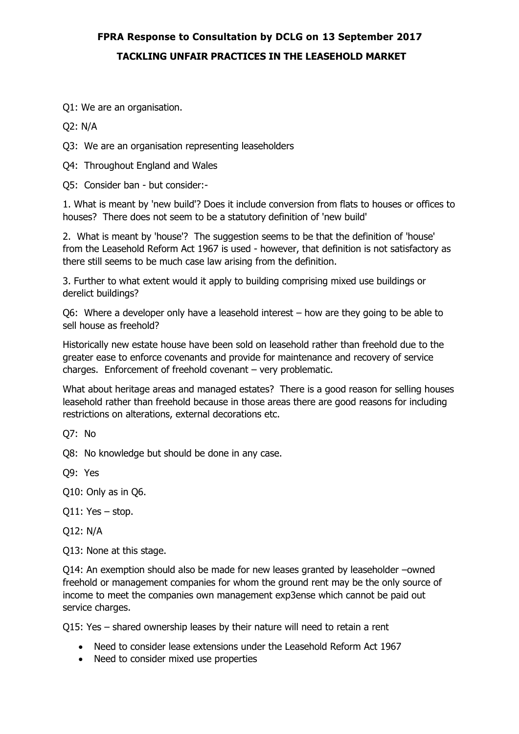# FPRA Response to Consultation by DCLG on 13 September 2017

## TACKLING UNFAIR PRACTICES IN THE LEASEHOLD MARKET

Q1: We are an organisation.

Q2: N/A

Q3: We are an organisation representing leaseholders

Q4: Throughout England and Wales

Q5: Consider ban - but consider:-

1. What is meant by 'new build'? Does it include conversion from flats to houses or offices to houses? There does not seem to be a statutory definition of 'new build'

2. What is meant by 'house'? The suggestion seems to be that the definition of 'house' from the Leasehold Reform Act 1967 is used - however, that definition is not satisfactory as there still seems to be much case law arising from the definition.

3. Further to what extent would it apply to building comprising mixed use buildings or derelict buildings?

Q6: Where a developer only have a leasehold interest – how are they going to be able to sell house as freehold?

Historically new estate house have been sold on leasehold rather than freehold due to the greater ease to enforce covenants and provide for maintenance and recovery of service charges. Enforcement of freehold covenant – very problematic.

What about heritage areas and managed estates? There is a good reason for selling houses leasehold rather than freehold because in those areas there are good reasons for including restrictions on alterations, external decorations etc.

Q7: No

Q8: No knowledge but should be done in any case.

Q9: Yes

Q10: Only as in Q6.

Q11: Yes – stop.

Q12: N/A

Q13: None at this stage.

Q14: An exemption should also be made for new leases granted by leaseholder –owned freehold or management companies for whom the ground rent may be the only source of income to meet the companies own management exp3ense which cannot be paid out service charges.

Q15: Yes – shared ownership leases by their nature will need to retain a rent

- Need to consider lease extensions under the Leasehold Reform Act 1967
- Need to consider mixed use properties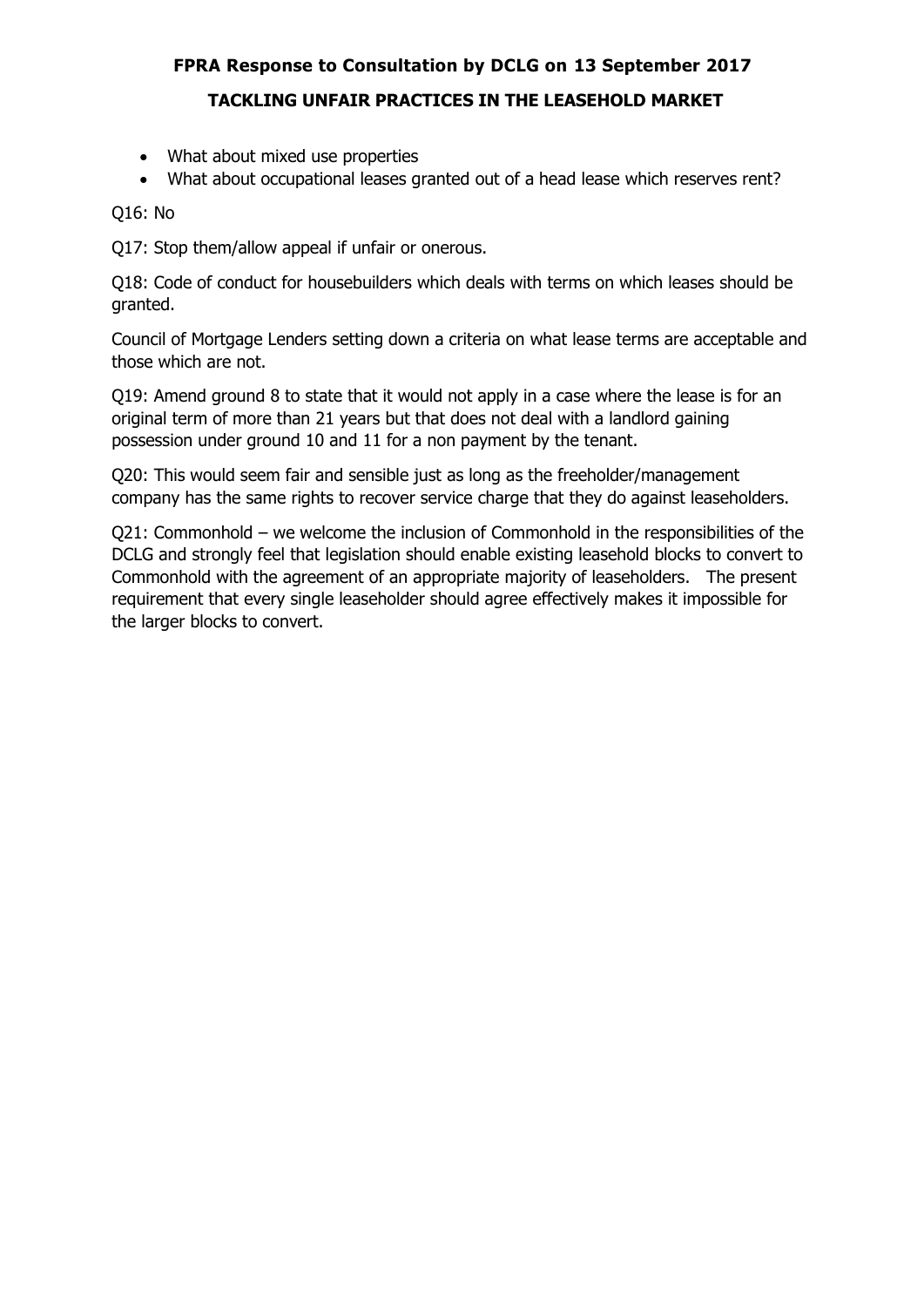- What about mixed use properties
- What about occupational leases granted out of a head lease which reserves rent?

Q16: No

Q17: Stop them/allow appeal if unfair or onerous.

Q18: Code of conduct for housebuilders which deals with terms on which leases should be granted.

Council of Mortgage Lenders setting down a criteria on what lease terms are acceptable and those which are not.

Q19: Amend ground 8 to state that it would not apply in a case where the lease is for an original term of more than 21 years but that does not deal with a landlord gaining possession under ground 10 and 11 for a non payment by the tenant.

Q20: This would seem fair and sensible just as long as the freeholder/management company has the same rights to recover service charge that they do against leaseholders.

Q21: Commonhold – we welcome the inclusion of Commonhold in the responsibilities of the DCLG and strongly feel that legislation should enable existing leasehold blocks to convert to Commonhold with the agreement of an appropriate majority of leaseholders. The present requirement that every single leaseholder should agree effectively makes it impossible for the larger blocks to convert.